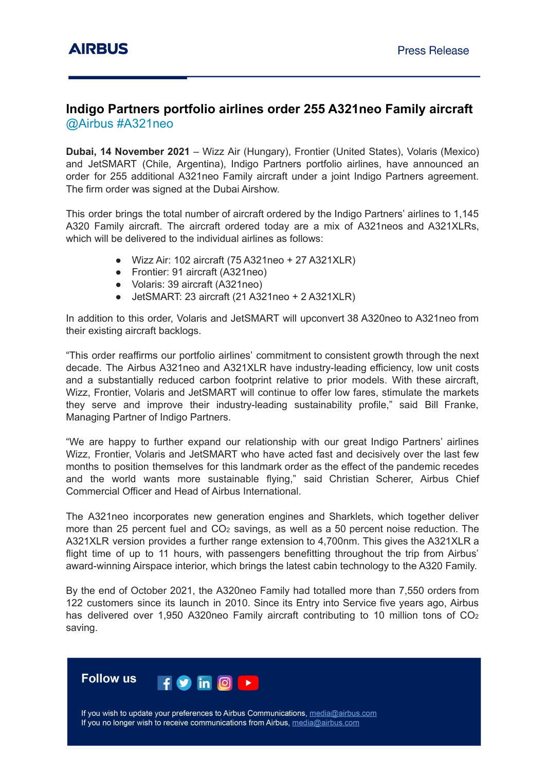AIRBUS

Press Release

# Indigo Partners portfolio airlines order 255 A321neo Family aircraft

@Airbus #A321neo

**Dubai, 14 November 2021** – Wizz Air (Hungary), Frontier (United States), Volaris (Mexico) and JetSMART (Chile, Argentina), Indigo Partners portfolio airlines, have announced an order for 255 additional A321neo Family aircraft under a joint Indigo Partners agreement. The firm order was signed at the Dubai Airshow.

This order brings the total number of aircraft ordered by the Indigo Partners' airlines to 1,145 A320 Family aircraft. The aircraft ordered today are a mix of A321neos and A321XLRs, which will be delivered to the individual airlines as follows:

- Wizz Air: 102 aircraft (75 A321neo + 27 A321XLR)
- Frontier: 91 aircraft (A321neo)
- Volaris: 39 aircraft (A321neo)
- JetSMART: 23 aircraft (21 A321neo + 2 A321XLR)

In addition to this order, Volaris and JetSMART will upconvert 38 A320neo to A321neo from their existing aircraft backlogs.

"This order reaffirms our portfolio airlines' commitment to consistent growth through the next decade. The Airbus A321neo and A321XLR have industry-leading efficiency, low unit costs and a substantially reduced carbon footprint relative to prior models. With these aircraft, Wizz, Frontier, Volaris and JetSMART will continue to offer low fares, stimulate the markets they serve and improve their industry-leading sustainability profile," said Bill Franke, Managing Partner of Indigo Partners.

"We are happy to further expand our relationship with our great Indigo Partners' airlines Wizz, Frontier, Volaris and JetSMART who have acted fast and decisively over the last few months to position themselves for this landmark order as the effect of the pandemic recedes and the world wants more sustainable flying," said Christian Scherer, Airbus Chief Commercial Officer and Head of Airbus International.

The A321neo incorporates new generation engines and Sharklets, which together deliver more than 25 percent fuel and $CO_2$ savings, as well as a 50 percent noise reduction. The A321XLR version provides a further range extension to 4,700nm. This gives the A321XLR a flight time of up to 11 hours, with passengers benefitting throughout the trip from Airbus' award-winning Airspace interior, which brings the latest cabin technology to the A320 Family.

By the end of October 2021, the A320neo Family had totalled more than 7,550 orders from 122 customers since its launch in 2010. Since its Entry into Service five years ago, Airbus has delivered over 1,950 A320neo Family aircraft contributing to 10 million tons of $CO_2$ saving.

**Follow us**

If you wish to update your preferences to Airbus Communications, media@airbus.com
If you no longer wish to receive communications from Airbus, media@airbus.com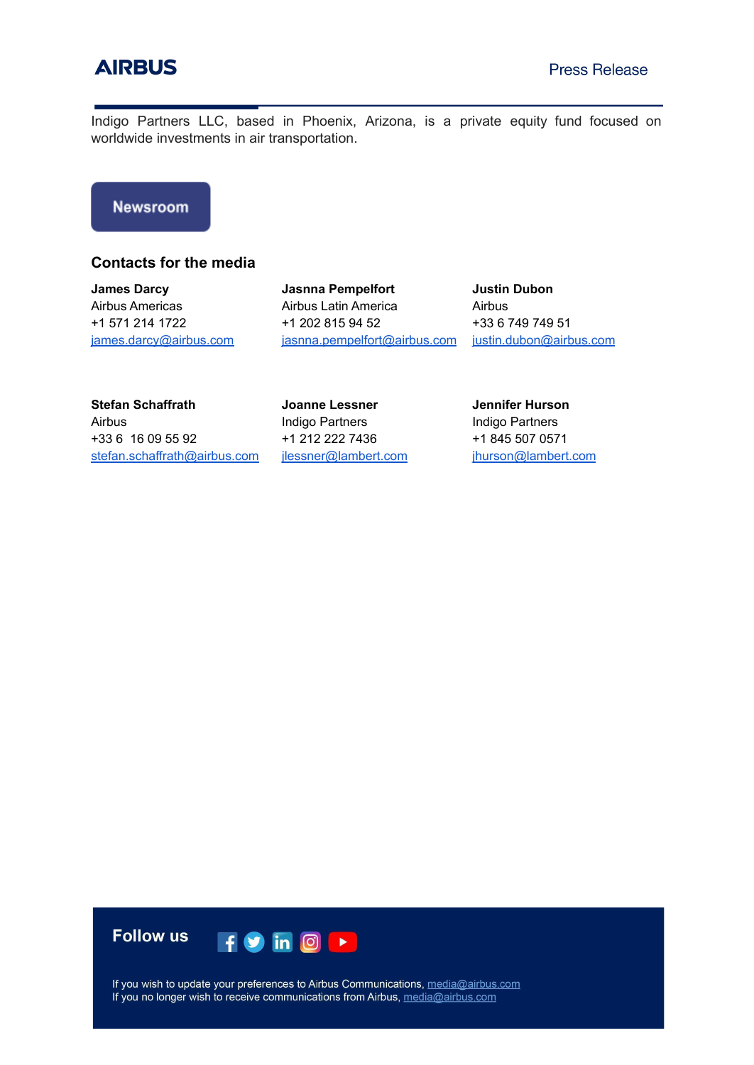Indigo Partners LLC, based in Phoenix, Arizona, is a private equity fund focused on worldwide investments in air transportation.

Newsroom

## Contacts for the media

**James Darcy**
Airbus Americas
+1 571 214 1722
james.darcy@airbus.com

**Jasnna Pempelfort**
Airbus Latin America
+1 202 815 94 52
jasnna.pempelfort@airbus.com

**Justin Dubon**
Airbus
+33 6 749 749 51
justin.dubon@airbus.com

**Stefan Schaffrath**
Airbus
+33 6  16 09 55 92
stefan.schaffrath@airbus.com

**Joanne Lessner**
Indigo Partners
+1 212 222 7436
jlessner@lambert.com

**Jennifer Hurson**
Indigo Partners
+1 845 507 0571
jhurson@lambert.com

**Follow us**

If you wish to update your preferences to Airbus Communications, media@airbus.com
If you no longer wish to receive communications from Airbus, media@airbus.com